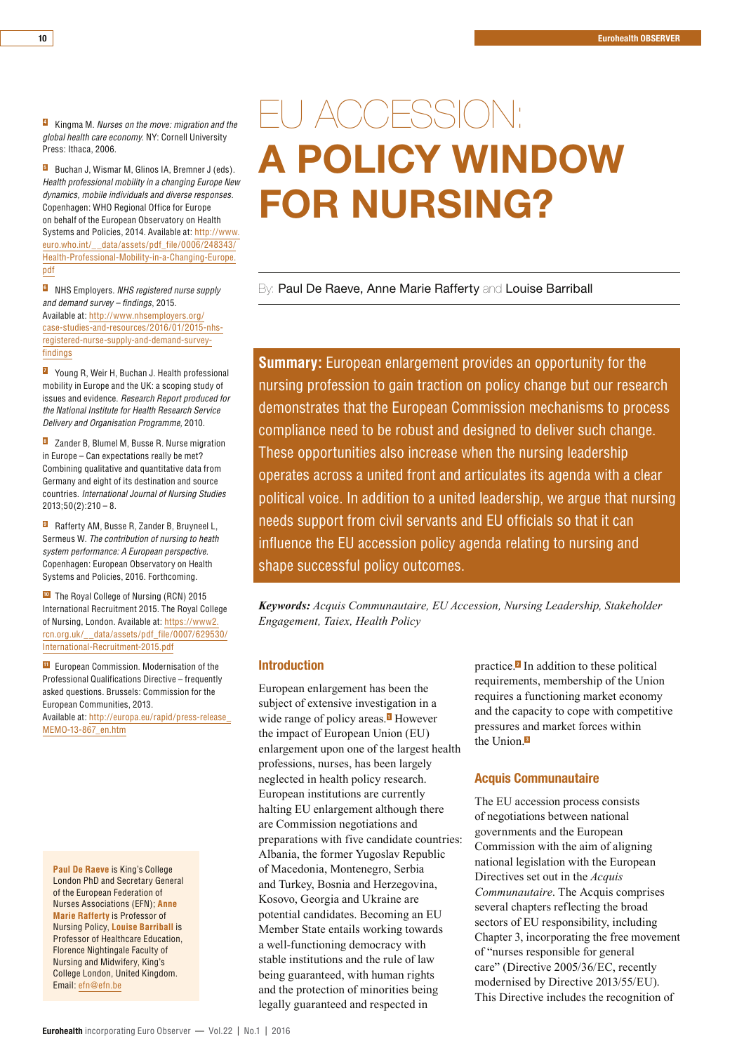# EU ACCESSION: A POLICY WINDOW FOR NURSING?

By: Paul De Raeve, Anne Marie Rafferty and Louise Barriball

**Summary:** European enlargement provides an opportunity for the nursing profession to gain traction on policy change but our research demonstrates that the European Commission mechanisms to process compliance need to be robust and designed to deliver such change. These opportunities also increase when the nursing leadership operates across a united front and articulates its agenda with a clear political voice. In addition to a united leadership, we argue that nursing needs support from civil servants and EU officials so that it can influence the EU accession policy agenda relating to nursing and shape successful policy outcomes.

***Keywords:*** *Acquis Communautaire, EU Accession, Nursing Leadership, Stakeholder Engagement, Taiex, Health Policy*

## Introduction

European enlargement has been the subject of extensive investigation in a wide range of policy areas.[1] However the impact of European Union (EU) enlargement upon one of the largest health professions, nurses, has been largely neglected in health policy research. European institutions are currently halting EU enlargement although there are Commission negotiations and preparations with five candidate countries: Albania, the former Yugoslav Republic of Macedonia, Montenegro, Serbia and Turkey, Bosnia and Herzegovina, Kosovo, Georgia and Ukraine are potential candidates. Becoming an EU Member State entails working towards a well-functioning democracy with stable institutions and the rule of law being guaranteed, with human rights and the protection of minorities being legally guaranteed and respected in practice.[2] In addition to these political requirements, membership of the Union requires a functioning market economy and the capacity to cope with competitive pressures and market forces within the Union.[3]

## Acquis Communautaire

The EU accession process consists of negotiations between national governments and the European Commission with the aim of aligning national legislation with the European Directives set out in the *Acquis Communautaire*. The Acquis comprises several chapters reflecting the broad sectors of EU responsibility, including Chapter 3, incorporating the free movement of "nurses responsible for general care" (Directive 2005/36/EC, recently modernised by Directive 2013/55/EU). This Directive includes the recognition of

---

[4] Kingma M. *Nurses on the move: migration and the global health care economy.* NY: Cornell University Press: Ithaca, 2006.

[5] Buchan J, Wismar M, Glinos IA, Bremner J (eds). *Health professional mobility in a changing Europe New dynamics, mobile individuals and diverse responses.* Copenhagen: WHO Regional Office for Europe on behalf of the European Observatory on Health Systems and Policies, 2014. Available at: http://www.euro.who.int/__data/assets/pdf_file/0006/248343/Health-Professional-Mobility-in-a-Changing-Europe.pdf

[6] NHS Employers. *NHS registered nurse supply and demand survey – findings*, 2015. Available at: http://www.nhsemployers.org/case-studies-and-resources/2016/01/2015-nhs-registered-nurse-supply-and-demand-survey-findings

[7] Young R, Weir H, Buchan J. Health professional mobility in Europe and the UK: a scoping study of issues and evidence. *Research Report produced for the National Institute for Health Research Service Delivery and Organisation Programme,* 2010.

[8] Zander B, Blumel M, Busse R. Nurse migration in Europe – Can expectations really be met? Combining qualitative and quantitative data from Germany and eight of its destination and source countries. *International Journal of Nursing Studies* 2013;50(2):210 – 8.

[9] Rafferty AM, Busse R, Zander B, Bruyneel L, Sermeus W. *The contribution of nursing to heath system performance: A European perspective.* Copenhagen: European Observatory on Health Systems and Policies, 2016. Forthcoming.

[10] The Royal College of Nursing (RCN) 2015 International Recruitment 2015. The Royal College of Nursing, London. Available at: https://www2.rcn.org.uk/__data/assets/pdf_file/0007/629530/International-Recruitment-2015.pdf

[11] European Commission. Modernisation of the Professional Qualifications Directive – frequently asked questions. Brussels: Commission for the European Communities, 2013. Available at: http://europa.eu/rapid/press-release_MEMO-13-867_en.htm

**Paul De Raeve** is King's College London PhD and Secretary General of the European Federation of Nurses Associations (EFN); **Anne Marie Rafferty** is Professor of Nursing Policy, **Louise Barriball** is Professor of Healthcare Education, Florence Nightingale Faculty of Nursing and Midwifery, King's College London, United Kingdom. Email: efn@efn.be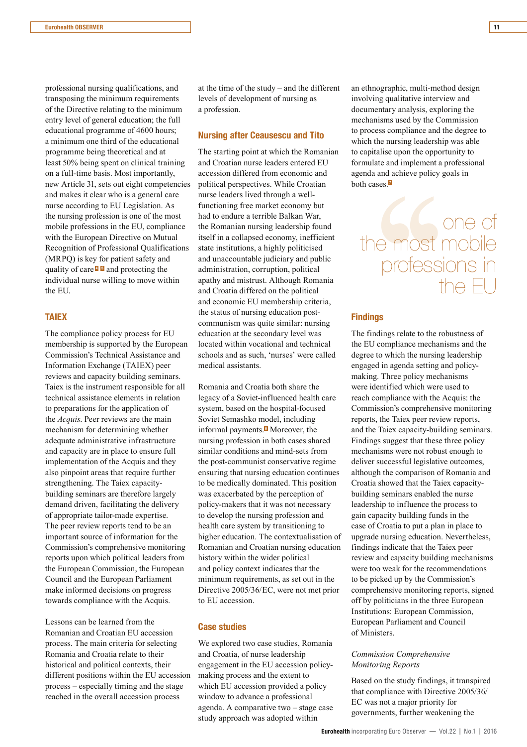professional nursing qualifications, and transposing the minimum requirements of the Directive relating to the minimum entry level of general education; the full educational programme of 4600 hours; a minimum one third of the educational programme being theoretical and at least 50% being spent on clinical training on a full-time basis. Most importantly, new Article 31, sets out eight competencies and makes it clear who is a general care nurse according to EU Legislation. As the nursing profession is one of the most mobile professions in the EU, compliance with the European Directive on Mutual Recognition of Professional Qualifications (MRPQ) is key for patient safety and quality of care[4] [5] and protecting the individual nurse willing to move within the EU.

## TAIEX

The compliance policy process for EU membership is supported by the European Commission's Technical Assistance and Information Exchange (TAIEX) peer reviews and capacity building seminars. Taiex is the instrument responsible for all technical assistance elements in relation to preparations for the application of the *Acquis*. Peer reviews are the main mechanism for determining whether adequate administrative infrastructure and capacity are in place to ensure full implementation of the Acquis and they also pinpoint areas that require further strengthening. The Taiex capacity-building seminars are therefore largely demand driven, facilitating the delivery of appropriate tailor-made expertise. The peer review reports tend to be an important source of information for the Commission's comprehensive monitoring reports upon which political leaders from the European Commission, the European Council and the European Parliament make informed decisions on progress towards compliance with the Acquis.

Lessons can be learned from the Romanian and Croatian EU accession process. The main criteria for selecting Romania and Croatia relate to their historical and political contexts, their different positions within the EU accession process – especially timing and the stage reached in the overall accession process at the time of the study – and the different levels of development of nursing as a profession.

## Nursing after Ceausescu and Tito

The starting point at which the Romanian and Croatian nurse leaders entered EU accession differed from economic and political perspectives. While Croatian nurse leaders lived through a well-functioning free market economy but had to endure a terrible Balkan War, the Romanian nursing leadership found itself in a collapsed economy, inefficient state institutions, a highly politicised and unaccountable judiciary and public administration, corruption, political apathy and mistrust. Although Romania and Croatia differed on the political and economic EU membership criteria, the status of nursing education post-communism was quite similar: nursing education at the secondary level was located within vocational and technical schools and as such, 'nurses' were called medical assistants.

Romania and Croatia both share the legacy of a Soviet-influenced health care system, based on the hospital-focused Soviet Semashko model, including informal payments.[6] Moreover, the nursing profession in both cases shared similar conditions and mind-sets from the post-communist conservative regime ensuring that nursing education continues to be medically dominated. This position was exacerbated by the perception of policy-makers that it was not necessary to develop the nursing profession and health care system by transitioning to higher education. The contextualisation of Romanian and Croatian nursing education history within the wider political and policy context indicates that the minimum requirements, as set out in the Directive 2005/36/EC, were not met prior to EU accession.

## Case studies

We explored two case studies, Romania and Croatia, of nurse leadership engagement in the EU accession policy-making process and the extent to which EU accession provided a policy window to advance a professional agenda. A comparative two – stage case study approach was adopted within an ethnographic, multi-method design involving qualitative interview and documentary analysis, exploring the mechanisms used by the Commission to process compliance and the degree to which the nursing leadership was able to capitalise upon the opportunity to formulate and implement a professional agenda and achieve policy goals in both cases.[7]

> one of the most mobile professions in the EU

## Findings

The findings relate to the robustness of the EU compliance mechanisms and the degree to which the nursing leadership engaged in agenda setting and policy-making. Three policy mechanisms were identified which were used to reach compliance with the Acquis: the Commission's comprehensive monitoring reports, the Taiex peer review reports, and the Taiex capacity-building seminars. Findings suggest that these three policy mechanisms were not robust enough to deliver successful legislative outcomes, although the comparison of Romania and Croatia showed that the Taiex capacity-building seminars enabled the nurse leadership to influence the process to gain capacity building funds in the case of Croatia to put a plan in place to upgrade nursing education. Nevertheless, findings indicate that the Taiex peer review and capacity building mechanisms were too weak for the recommendations to be picked up by the Commission's comprehensive monitoring reports, signed off by politicians in the three European Institutions: European Commission, European Parliament and Council of Ministers.

### *Commission Comprehensive Monitoring Reports*

Based on the study findings, it transpired that compliance with Directive 2005/36/EC was not a major priority for governments, further weakening the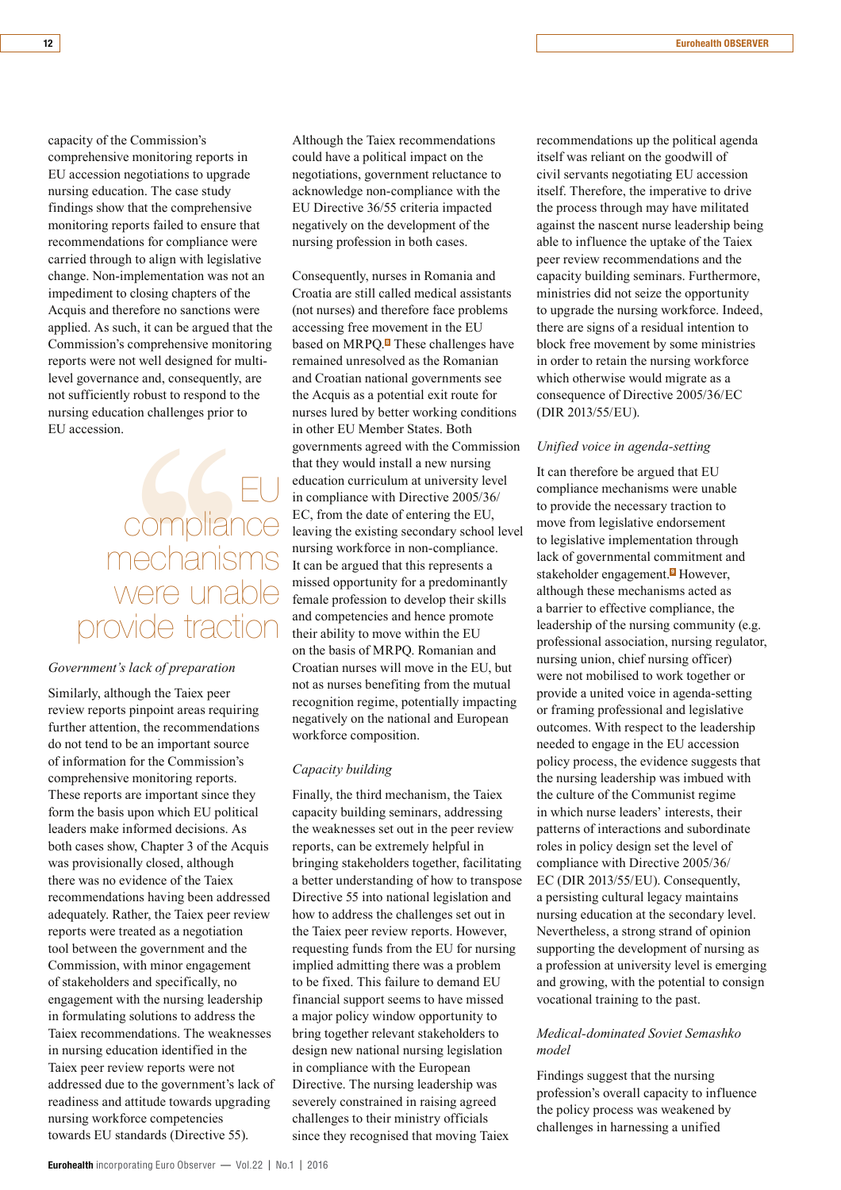capacity of the Commission's comprehensive monitoring reports in EU accession negotiations to upgrade nursing education. The case study findings show that the comprehensive monitoring reports failed to ensure that recommendations for compliance were carried through to align with legislative change. Non-implementation was not an impediment to closing chapters of the Acquis and therefore no sanctions were applied. As such, it can be argued that the Commission's comprehensive monitoring reports were not well designed for multi-level governance and, consequently, are not sufficiently robust to respond to the nursing education challenges prior to EU accession.

> EU compliance mechanisms were unable provide traction

*Government's lack of preparation*

Similarly, although the Taiex peer review reports pinpoint areas requiring further attention, the recommendations do not tend to be an important source of information for the Commission's comprehensive monitoring reports. These reports are important since they form the basis upon which EU political leaders make informed decisions. As both cases show, Chapter 3 of the Acquis was provisionally closed, although there was no evidence of the Taiex recommendations having been addressed adequately. Rather, the Taiex peer review reports were treated as a negotiation tool between the government and the Commission, with minor engagement of stakeholders and specifically, no engagement with the nursing leadership in formulating solutions to address the Taiex recommendations. The weaknesses in nursing education identified in the Taiex peer review reports were not addressed due to the government's lack of readiness and attitude towards upgrading nursing workforce competencies towards EU standards (Directive 55).

Although the Taiex recommendations could have a political impact on the negotiations, government reluctance to acknowledge non-compliance with the EU Directive 36/55 criteria impacted negatively on the development of the nursing profession in both cases.

Consequently, nurses in Romania and Croatia are still called medical assistants (not nurses) and therefore face problems accessing free movement in the EU based on MRPQ.[8] These challenges have remained unresolved as the Romanian and Croatian national governments see the Acquis as a potential exit route for nurses lured by better working conditions in other EU Member States. Both governments agreed with the Commission that they would install a new nursing education curriculum at university level in compliance with Directive 2005/36/EC, from the date of entering the EU, leaving the existing secondary school level nursing workforce in non-compliance. It can be argued that this represents a missed opportunity for a predominantly female profession to develop their skills and competencies and hence promote their ability to move within the EU on the basis of MRPQ. Romanian and Croatian nurses will move in the EU, but not as nurses benefiting from the mutual recognition regime, potentially impacting negatively on the national and European workforce composition.

*Capacity building*

Finally, the third mechanism, the Taiex capacity building seminars, addressing the weaknesses set out in the peer review reports, can be extremely helpful in bringing stakeholders together, facilitating a better understanding of how to transpose Directive 55 into national legislation and how to address the challenges set out in the Taiex peer review reports. However, requesting funds from the EU for nursing implied admitting there was a problem to be fixed. This failure to demand EU financial support seems to have missed a major policy window opportunity to bring together relevant stakeholders to design new national nursing legislation in compliance with the European Directive. The nursing leadership was severely constrained in raising agreed challenges to their ministry officials since they recognised that moving Taiex recommendations up the political agenda itself was reliant on the goodwill of civil servants negotiating EU accession itself. Therefore, the imperative to drive the process through may have militated against the nascent nurse leadership being able to influence the uptake of the Taiex peer review recommendations and the capacity building seminars. Furthermore, ministries did not seize the opportunity to upgrade the nursing workforce. Indeed, there are signs of a residual intention to block free movement by some ministries in order to retain the nursing workforce which otherwise would migrate as a consequence of Directive 2005/36/EC (DIR 2013/55/EU).

*Unified voice in agenda-setting*

It can therefore be argued that EU compliance mechanisms were unable to provide the necessary traction to move from legislative endorsement to legislative implementation through lack of governmental commitment and stakeholder engagement.[9] However, although these mechanisms acted as a barrier to effective compliance, the leadership of the nursing community (e.g. professional association, nursing regulator, nursing union, chief nursing officer) were not mobilised to work together or provide a united voice in agenda-setting or framing professional and legislative outcomes. With respect to the leadership needed to engage in the EU accession policy process, the evidence suggests that the nursing leadership was imbued with the culture of the Communist regime in which nurse leaders' interests, their patterns of interactions and subordinate roles in policy design set the level of compliance with Directive 2005/36/EC (DIR 2013/55/EU). Consequently, a persisting cultural legacy maintains nursing education at the secondary level. Nevertheless, a strong strand of opinion supporting the development of nursing as a profession at university level is emerging and growing, with the potential to consign vocational training to the past.

*Medical-dominated Soviet Semashko model*

Findings suggest that the nursing profession's overall capacity to influence the policy process was weakened by challenges in harnessing a unified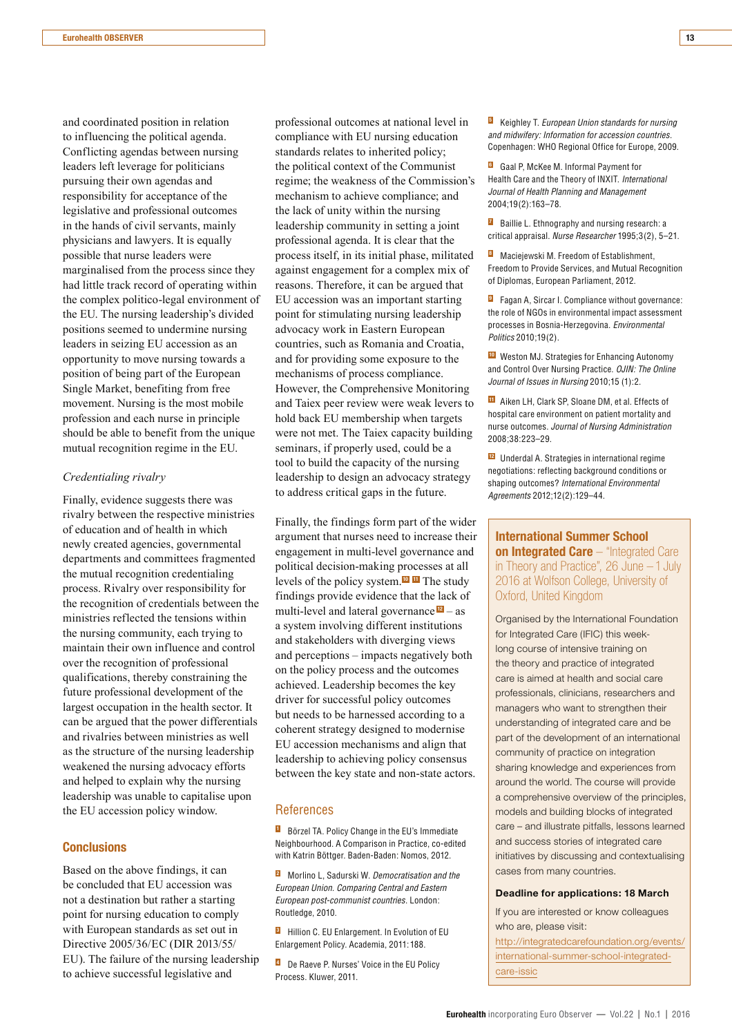and coordinated position in relation to influencing the political agenda. Conflicting agendas between nursing leaders left leverage for politicians pursuing their own agendas and responsibility for acceptance of the legislative and professional outcomes in the hands of civil servants, mainly physicians and lawyers. It is equally possible that nurse leaders were marginalised from the process since they had little track record of operating within the complex politico-legal environment of the EU. The nursing leadership's divided positions seemed to undermine nursing leaders in seizing EU accession as an opportunity to move nursing towards a position of being part of the European Single Market, benefiting from free movement. Nursing is the most mobile profession and each nurse in principle should be able to benefit from the unique mutual recognition regime in the EU.

*Credentialing rivalry*

Finally, evidence suggests there was rivalry between the respective ministries of education and of health in which newly created agencies, governmental departments and committees fragmented the mutual recognition credentialing process. Rivalry over responsibility for the recognition of credentials between the ministries reflected the tensions within the nursing community, each trying to maintain their own influence and control over the recognition of professional qualifications, thereby constraining the future professional development of the largest occupation in the health sector. It can be argued that the power differentials and rivalries between ministries as well as the structure of the nursing leadership weakened the nursing advocacy efforts and helped to explain why the nursing leadership was unable to capitalise upon the EU accession policy window.

## Conclusions

Based on the above findings, it can be concluded that EU accession was not a destination but rather a starting point for nursing education to comply with European standards as set out in Directive 2005/36/EC (DIR 2013/55/EU). The failure of the nursing leadership to achieve successful legislative and professional outcomes at national level in compliance with EU nursing education standards relates to inherited policy; the political context of the Communist regime; the weakness of the Commission's mechanism to achieve compliance; and the lack of unity within the nursing leadership community in setting a joint professional agenda. It is clear that the process itself, in its initial phase, militated against engagement for a complex mix of reasons. Therefore, it can be argued that EU accession was an important starting point for stimulating nursing leadership advocacy work in Eastern European countries, such as Romania and Croatia, and for providing some exposure to the mechanisms of process compliance. However, the Comprehensive Monitoring and Taiex peer review were weak levers to hold back EU membership when targets were not met. The Taiex capacity building seminars, if properly used, could be a tool to build the capacity of the nursing leadership to design an advocacy strategy to address critical gaps in the future.

Finally, the findings form part of the wider argument that nurses need to increase their engagement in multi-level governance and political decision-making processes at all levels of the policy system.[10] [11] The study findings provide evidence that the lack of multi-level and lateral governance[12] – as a system involving different institutions and stakeholders with diverging views and perceptions – impacts negatively both on the policy process and the outcomes achieved. Leadership becomes the key driver for successful policy outcomes but needs to be harnessed according to a coherent strategy designed to modernise EU accession mechanisms and align that leadership to achieving policy consensus between the key state and non-state actors.

## References

[1] Börzel TA. Policy Change in the EU's Immediate Neighbourhood. A Comparison in Practice, co-edited with Katrin Böttger. Baden-Baden: Nomos, 2012.

[2] Morlino L, Sadurski W. *Democratisation and the European Union. Comparing Central and Eastern European post-communist countries.* London: Routledge, 2010.

[3] Hillion C. EU Enlargement. In Evolution of EU Enlargement Policy. Academia, 2011:188.

[4] De Raeve P. Nurses' Voice in the EU Policy Process. Kluwer, 2011.

[5] Keighley T. *European Union standards for nursing and midwifery: Information for accession countries.* Copenhagen: WHO Regional Office for Europe, 2009.

[6] Gaal P, McKee M. Informal Payment for Health Care and the Theory of INXIT. *International Journal of Health Planning and Management* 2004;19(2):163–78.

[7] Baillie L. Ethnography and nursing research: a critical appraisal. *Nurse Researcher* 1995;3(2), 5–21.

[8] Maciejewski M. Freedom of Establishment, Freedom to Provide Services, and Mutual Recognition of Diplomas, European Parliament, 2012.

[9] Fagan A, Sircar I. Compliance without governance: the role of NGOs in environmental impact assessment processes in Bosnia-Herzegovina. *Environmental Politics* 2010;19(2).

[10] Weston MJ. Strategies for Enhancing Autonomy and Control Over Nursing Practice. *OJIN: The Online Journal of Issues in Nursing* 2010;15 (1):2.

[11] Aiken LH, Clark SP, Sloane DM, et al. Effects of hospital care environment on patient mortality and nurse outcomes. *Journal of Nursing Administration* 2008;38:223–29.

[12] Underdal A. Strategies in international regime negotiations: reflecting background conditions or shaping outcomes? *International Environmental Agreements* 2012;12(2):129–44.

---

**International Summer School on Integrated Care** – "Integrated Care in Theory and Practice", 26 June – 1 July 2016 at Wolfson College, University of Oxford, United Kingdom

Organised by the International Foundation for Integrated Care (IFIC) this week-long course of intensive training on the theory and practice of integrated care is aimed at health and social care professionals, clinicians, researchers and managers who want to strengthen their understanding of integrated care and be part of the development of an international community of practice on integration sharing knowledge and experiences from around the world. The course will provide a comprehensive overview of the principles, models and building blocks of integrated care – and illustrate pitfalls, lessons learned and success stories of integrated care initiatives by discussing and contextualising cases from many countries.

**Deadline for applications: 18 March**

If you are interested or know colleagues who are, please visit: http://integratedcarefoundation.org/events/international-summer-school-integrated-care-issic